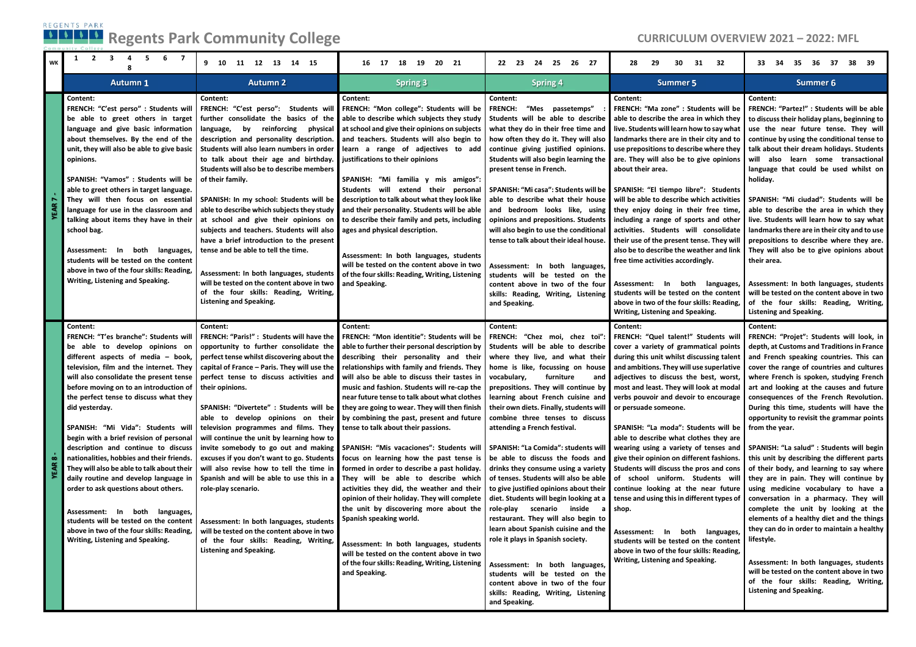# Regents Park Community College

## CURRICULUM OVERVIEW 2021 – 2022: MFL

| WK | 1 2 3 4 5 6 7 8 | 9 10 11 12 13 14 15 | 16 17 18 19 20 21 | 22 23 24 25 26 27 | 28 29 30 31 32 | 33 34 35 36 37 38 39 |
|---|---|---|---|---|---|---|
| | **Autumn 1** | **Autumn 2** | **Spring 3** | **Spring 4** | **Summer 5** | **Summer 6** |
| **YEAR 7 -** | **Content:**<br>**FRENCH: "C'est perso" : Students will be able to greet others in target language and give basic information about themselves. By the end of the unit, they will also be able to give basic opinions.**<br><br>**SPANISH: "Vamos" : Students will be able to greet others in target language. They will then focus on essential language for use in the classroom and talking about items they have in their school bag.**<br><br>**Assessment: In both languages, students will be tested on the content above in two of the four skills: Reading, Writing, Listening and Speaking.** | **Content:**<br>**FRENCH: "C'est perso": Students will further consolidate the basics of the language, by reinforcing physical description and personality description. Students will also learn numbers in order to talk about their age and birthday. Students will also be to describe members of their family.**<br><br>**SPANISH: In my school: Students will be able to describe which subjects they study at school and give their opinions on subjects and teachers. Students will also have a brief introduction to the present tense and be able to tell the time.**<br><br>**Assessment: In both languages, students will be tested on the content above in two of the four skills: Reading, Writing, Listening and Speaking.** | **Content:**<br>**FRENCH: "Mon college": Students will be able to describe which subjects they study at school and give their opinions on subjects and teachers. Students will also begin to learn a range of adjectives to add justifications to their opinions**<br><br>**SPANISH: "Mi familia y mis amigos": Students will extend their personal description to talk about what they look like and their personality. Students will be able to describe their family and pets, including ages and physical description.**<br><br>**Assessment: In both languages, students will be tested on the content above in two of the four skills: Reading, Writing, Listening and Speaking.** | **Content:**<br>**FRENCH: "Mes passetemps" : Students will be able to describe what they do in their free time and how often they do it. They will also continue giving justified opinions. Students will also begin learning the present tense in French.**<br><br>**SPANISH: "Mi casa": Students will be able to describe what their house and bedroom looks like, using opinions and prepositions. Students will also begin to use the conditional tense to talk about their ideal house.**<br><br>**Assessment: In both languages, students will be tested on the content above in two of the four skills: Reading, Writing, Listening and Speaking.** | **Content:**<br>**FRENCH: "Ma zone" : Students will be able to describe the area in which they live. Students will learn how to say what landmarks there are in their city and to use prepositions to describe where they are. They will also be to give opinions about their area.**<br><br>**SPANISH: "El tiempo libre": Students will be able to describe which activities they enjoy doing in their free time, including a range of sports and other activities. Students will consolidate their use of the present tense. They will also be to describe the weather and link free time activities accordingly.**<br><br>**Assessment: In both languages, students will be tested on the content above in two of the four skills: Reading, Writing, Listening and Speaking.** | **Content:**<br>**FRENCH: "Partez!" : Students will be able to discuss their holiday plans, beginning to use the near future tense. They will continue by using the conditional tense to talk about their dream holidays. Students will also learn some transactional language that could be used whilst on holiday.**<br><br>**SPANISH: "Mi ciudad": Students will be able to describe the area in which they live. Students will learn how to say what landmarks there are in their city and to use prepositions to describe where they are. They will also be to give opinions about their area.**<br><br>**Assessment: In both languages, students will be tested on the content above in two of the four skills: Reading, Writing, Listening and Speaking.** |
| **YEAR 8 -** | **Content:**<br>**FRENCH: "T'es branche": Students will be able to develop opinions on different aspects of media – book, television, film and the internet. They will also consolidate the present tense before moving on to an introduction of the perfect tense to discuss what they did yesterday.**<br><br>**SPANISH: "Mi Vida": Students will begin with a brief revision of personal description and continue to discuss nationalities, hobbies and their friends. They will also be able to talk about their daily routine and develop language in order to ask questions about others.**<br><br>**Assessment: In both languages, students will be tested on the content above in two of the four skills: Reading, Writing, Listening and Speaking.** | **Content:**<br>**FRENCH: "Paris!" : Students will have the opportunity to further consolidate the perfect tense whilst discovering about the capital of France – Paris. They will use the perfect tense to discuss activities and their opinions.**<br><br>**SPANISH: "Divertete" : Students will be able to develop opinions on their television programmes and films. They will continue the unit by learning how to invite somebody to go out and making excuses if you don't want to go. Students will also revise how to tell the time in Spanish and will be able to use this in a role-play scenario.**<br><br>**Assessment: In both languages, students will be tested on the content above in two of the four skills: Reading, Writing, Listening and Speaking.** | **Content:**<br>**FRENCH: "Mon identitie": Students will be able to further their personal description by describing their personality and their relationships with family and friends. They will also be able to discuss their tastes in music and fashion. Students will re-cap the near future tense to talk about what clothes they are going to wear. They will then finish by combining the past, present and future tense to talk about their passions.**<br><br>**SPANISH: "Mis vacaciones": Students will focus on learning how the past tense is formed in order to describe a past holiday. They will be able to describe which activities they did, the weather and their opinion of their holiday. They will complete the unit by discovering more about the Spanish speaking world.**<br><br>**Assessment: In both languages, students will be tested on the content above in two of the four skills: Reading, Writing, Listening and Speaking.** | **Content:**<br>**FRENCH: "Chez moi, chez toi": Students will be able to describe where they live, and what their home is like, focussing on house vocabulary, furniture and prepositions. They will continue by learning about French cuisine and their own diets. Finally, students will combine three tenses to discuss attending a French festival.**<br><br>**SPANISH: "La Comida": Students will be able to discuss the foods and drinks they consume using a variety of tenses. Students will also be able to give justified opinions about their diet. Students will begin looking at a role-play scenario inside a restaurant. They will also begin to learn about Spanish cuisine and the role it plays in Spanish society.**<br><br>**Assessment: In both languages, students will be tested on the content above in two of the four skills: Reading, Writing, Listening and Speaking.** | **Content:**<br>**FRENCH: "Quel talent!" Students will cover a variety of grammatical points during this unit whilst discussing talent and ambitions. They will use superlative adjectives to discuss the best, worst, most and least. They will look at modal verbs pouvoir and devoir to encourage or persuade someone.**<br><br>**SPANISH: "La moda": Students will be able to describe what clothes they are wearing using a variety of tenses and give their opinion on different fashions. Students will discuss the pros and cons of school uniform. Students will continue looking at the near future tense and using this in different types of shop.**<br><br>**Assessment: In both languages, students will be tested on the content above in two of the four skills: Reading, Writing, Listening and Speaking.** | **Content:**<br>**FRENCH: "Projet": Students will look, in depth, at Customs and Traditions in France and French speaking countries. This can cover the range of countries and cultures where French is spoken, studying French art and looking at the causes and future consequences of the French Revolution. During this time, students will have the opportunity to revisit the grammar points from the year.**<br><br>**SPANISH: "La salud" : Students will begin this unit by describing the different parts of their body, and learning to say where they are in pain. They will continue by using medicine vocabulary to have a conversation in a pharmacy. They will complete the unit by looking at the elements of a healthy diet and the things they can do in order to maintain a healthy lifestyle.**<br><br>**Assessment: In both languages, students will be tested on the content above in two of the four skills: Reading, Writing, Listening and Speaking.** |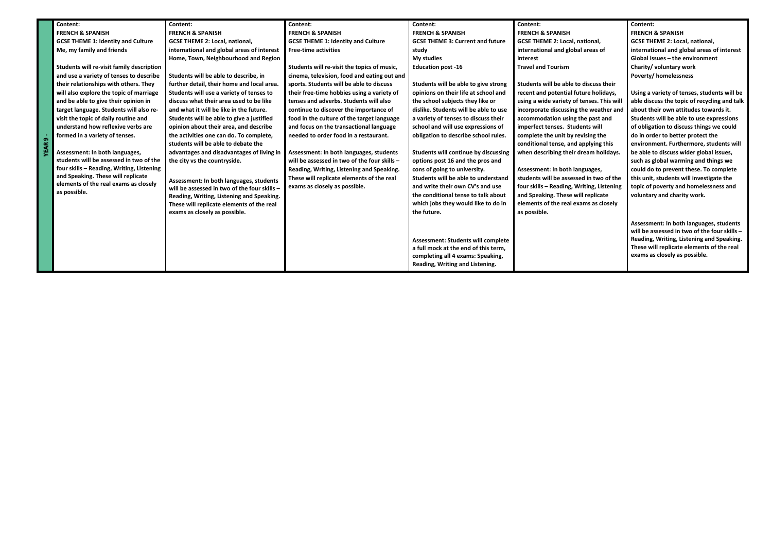| YEAR 9 - | Content: | Content: | Content: | Content: | Content: | Content: |
|---|---|---|---|---|---|---|
| | **FRENCH & SPANISH**<br>**GCSE THEME 1: Identity and Culture**<br>**Me, my family and friends**<br><br>**Students will re-visit family description and use a variety of tenses to describe their relationships with others. They will also explore the topic of marriage and be able to give their opinion in target language. Students will also re-visit the topic of daily routine and understand how reflexive verbs are formed in a variety of tenses.**<br><br>**Assessment: In both languages, students will be assessed in two of the four skills – Reading, Writing, Listening and Speaking. These will replicate elements of the real exams as closely as possible.** | **FRENCH & SPANISH**<br>**GCSE THEME 2: Local, national, international and global areas of interest**<br>**Home, Town, Neighbourhood and Region**<br><br>**Students will be able to describe, in further detail, their home and local area. Students will use a variety of tenses to discuss what their area used to be like and what it will be like in the future. Students will be able to give a justified opinion about their area, and describe the activities one can do. To complete, students will be able to debate the advantages and disadvantages of living in the city vs the countryside.**<br><br>**Assessment: In both languages, students will be assessed in two of the four skills – Reading, Writing, Listening and Speaking. These will replicate elements of the real exams as closely as possible.** | **FRENCH & SPANISH**<br>**GCSE THEME 1: Identity and Culture**<br>**Free-time activities**<br><br>**Students will re-visit the topics of music, cinema, television, food and eating out and sports. Students will be able to discuss their free-time hobbies using a variety of tenses and adverbs. Students will also continue to discover the importance of food in the culture of the target language and focus on the transactional language needed to order food in a restaurant.**<br><br>**Assessment: In both languages, students will be assessed in two of the four skills – Reading, Writing, Listening and Speaking. These will replicate elements of the real exams as closely as possible.** | **FRENCH & SPANISH**<br>**GCSE THEME 3: Current and future study**<br>**My studies**<br>**Education post -16**<br><br>**Students will be able to give strong opinions on their life at school and the school subjects they like or dislike. Students will be able to use a variety of tenses to discuss their school and will use expressions of obligation to describe school rules.**<br><br>**Students will continue by discussing options post 16 and the pros and cons of going to university. Students will be able to understand and write their own CV's and use the conditional tense to talk about which jobs they would like to do in the future.**<br><br>**Assessment: Students will complete a full mock at the end of this term, completing all 4 exams: Speaking, Reading, Writing and Listening.** | **FRENCH & SPANISH**<br>**GCSE THEME 2: Local, national, international and global areas of interest**<br>**Travel and Tourism**<br><br>**Students will be able to discuss their recent and potential future holidays, using a wide variety of tenses. This will incorporate discussing the weather and accommodation using the past and imperfect tenses. Students will complete the unit by revising the conditional tense, and applying this when describing their dream holidays.**<br><br>**Assessment: In both languages, students will be assessed in two of the four skills – Reading, Writing, Listening and Speaking. These will replicate elements of the real exams as closely as possible.** | **FRENCH & SPANISH**<br>**GCSE THEME 2: Local, national, international and global areas of interest**<br>**Global issues – the environment**<br>**Charity/ voluntary work**<br>**Poverty/ homelessness**<br><br>**Using a variety of tenses, students will be able discuss the topic of recycling and talk about their own attitudes towards it. Students will be able to use expressions of obligation to discuss things we could do in order to better protect the environment. Furthermore, students will be able to discuss wider global issues, such as global warming and things we could do to prevent these. To complete this unit, students will investigate the topic of poverty and homelessness and voluntary and charity work.**<br><br>**Assessment: In both languages, students will be assessed in two of the four skills – Reading, Writing, Listening and Speaking. These will replicate elements of the real exams as closely as possible.** |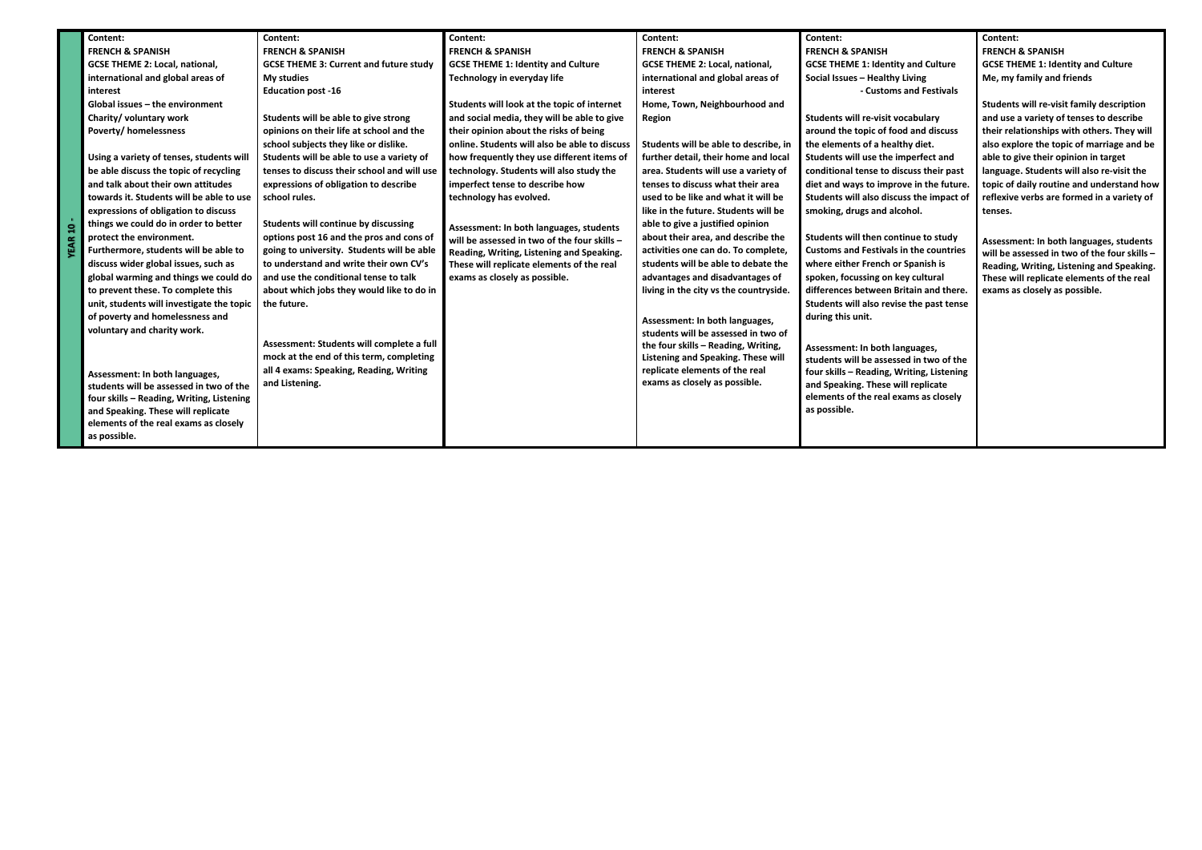| YEAR 10 - | Content: | Content: | Content: | Content: | Content: | Content: |
|---|---|---|---|---|---|---|
| | **FRENCH & SPANISH**<br>**GCSE THEME 2: Local, national, international and global areas of interest**<br>**Global issues – the environment**<br>**Charity/ voluntary work**<br>**Poverty/ homelessness**<br><br>Using a variety of tenses, students will be able discuss the topic of recycling and talk about their own attitudes towards it. Students will be able to use expressions of obligation to discuss things we could do in order to better protect the environment. Furthermore, students will be able to discuss wider global issues, such as global warming and things we could do to prevent these. To complete this unit, students will investigate the topic of poverty and homelessness and voluntary and charity work.<br><br>Assessment: In both languages, students will be assessed in two of the four skills – Reading, Writing, Listening and Speaking. These will replicate elements of the real exams as closely as possible. | **FRENCH & SPANISH**<br>**GCSE THEME 3: Current and future study**<br>**My studies**<br>**Education post -16**<br><br>Students will be able to give strong opinions on their life at school and the school subjects they like or dislike. Students will be able to use a variety of tenses to discuss their school and will use expressions of obligation to describe school rules.<br><br>Students will continue by discussing options post 16 and the pros and cons of going to university. Students will be able to understand and write their own CV's and use the conditional tense to talk about which jobs they would like to do in the future.<br><br>Assessment: Students will complete a full mock at the end of this term, completing all 4 exams: Speaking, Reading, Writing and Listening. | **FRENCH & SPANISH**<br>**GCSE THEME 1: Identity and Culture**<br>**Technology in everyday life**<br><br>Students will look at the topic of internet and social media, they will be able to give their opinion about the risks of being online. Students will also be able to discuss how frequently they use different items of technology. Students will also study the imperfect tense to describe how technology has evolved.<br><br>Assessment: In both languages, students will be assessed in two of the four skills – Reading, Writing, Listening and Speaking. These will replicate elements of the real exams as closely as possible. | **FRENCH & SPANISH**<br>**GCSE THEME 2: Local, national, international and global areas of interest**<br>**Home, Town, Neighbourhood and Region**<br><br>Students will be able to describe, in further detail, their home and local area. Students will use a variety of tenses to discuss what their area used to be like and what it will be like in the future. Students will be able to give a justified opinion about their area, and describe the activities one can do. To complete, students will be able to debate the advantages and disadvantages of living in the city vs the countryside.<br><br>Assessment: In both languages, students will be assessed in two of the four skills – Reading, Writing, Listening and Speaking. These will replicate elements of the real exams as closely as possible. | **FRENCH & SPANISH**<br>**GCSE THEME 1: Identity and Culture**<br>**Social Issues – Healthy Living**<br>**- Customs and Festivals**<br><br>Students will re-visit vocabulary around the topic of food and discuss the elements of a healthy diet. Students will use the imperfect and conditional tense to discuss their past diet and ways to improve in the future. Students will also discuss the impact of smoking, drugs and alcohol.<br><br>Students will then continue to study Customs and Festivals in the countries where either French or Spanish is spoken, focussing on key cultural differences between Britain and there. Students will also revise the past tense during this unit.<br><br>Assessment: In both languages, students will be assessed in two of the four skills – Reading, Writing, Listening and Speaking. These will replicate elements of the real exams as closely as possible. | **FRENCH & SPANISH**<br>**GCSE THEME 1: Identity and Culture**<br>**Me, my family and friends**<br><br>Students will re-visit family description and use a variety of tenses to describe their relationships with others. They will also explore the topic of marriage and be able to give their opinion in target language. Students will also re-visit the topic of daily routine and understand how reflexive verbs are formed in a variety of tenses.<br><br>Assessment: In both languages, students will be assessed in two of the four skills – Reading, Writing, Listening and Speaking. These will replicate elements of the real exams as closely as possible. |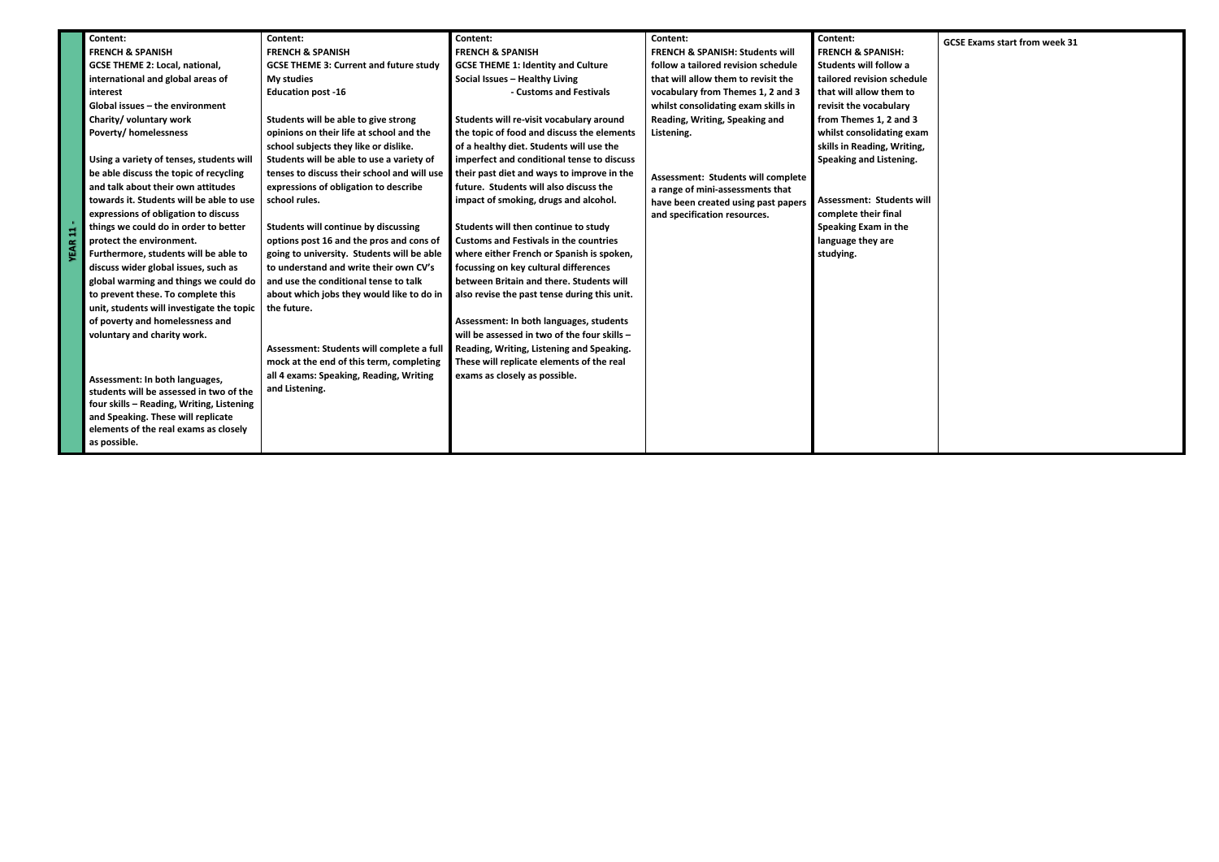| | | | | | | |
|---|---|---|---|---|---|---|
| **YEAR 11 -** | **Content:**<br>**FRENCH & SPANISH**<br>**GCSE THEME 2: Local, national, international and global areas of interest**<br>**Global issues – the environment**<br>**Charity/ voluntary work**<br>**Poverty/ homelessness**<br><br>**Using a variety of tenses, students will be able discuss the topic of recycling and talk about their own attitudes towards it. Students will be able to use expressions of obligation to discuss things we could do in order to better protect the environment.**<br>**Furthermore, students will be able to discuss wider global issues, such as global warming and things we could do to prevent these. To complete this unit, students will investigate the topic of poverty and homelessness and voluntary and charity work.**<br><br>**Assessment: In both languages, students will be assessed in two of the four skills – Reading, Writing, Listening and Speaking. These will replicate elements of the real exams as closely as possible.** | **Content:**<br>**FRENCH & SPANISH**<br>**GCSE THEME 3: Current and future study**<br>**My studies**<br>**Education post -16**<br><br>**Students will be able to give strong opinions on their life at school and the school subjects they like or dislike.**<br>**Students will be able to use a variety of tenses to discuss their school and will use expressions of obligation to describe school rules.**<br><br>**Students will continue by discussing options post 16 and the pros and cons of going to university. Students will be able to understand and write their own CV's and use the conditional tense to talk about which jobs they would like to do in the future.**<br><br>**Assessment: Students will complete a full mock at the end of this term, completing all 4 exams: Speaking, Reading, Writing and Listening.** | **Content:**<br>**FRENCH & SPANISH**<br>**GCSE THEME 1: Identity and Culture**<br>**Social Issues – Healthy Living**<br>**- Customs and Festivals**<br><br>**Students will re-visit vocabulary around the topic of food and discuss the elements of a healthy diet. Students will use the imperfect and conditional tense to discuss their past diet and ways to improve in the future. Students will also discuss the impact of smoking, drugs and alcohol.**<br><br>**Students will then continue to study Customs and Festivals in the countries where either French or Spanish is spoken, focussing on key cultural differences between Britain and there. Students will also revise the past tense during this unit.**<br><br>**Assessment: In both languages, students will be assessed in two of the four skills – Reading, Writing, Listening and Speaking. These will replicate elements of the real exams as closely as possible.** | **Content:**<br>**FRENCH & SPANISH: Students will follow a tailored revision schedule that will allow them to revisit the vocabulary from Themes 1, 2 and 3 whilst consolidating exam skills in Reading, Writing, Speaking and Listening.**<br><br>**Assessment: Students will complete a range of mini-assessments that have been created using past papers and specification resources.** | **Content:**<br>**FRENCH & SPANISH:**<br>**Students will follow a tailored revision schedule that will allow them to revisit the vocabulary from Themes 1, 2 and 3 whilst consolidating exam skills in Reading, Writing, Speaking and Listening.**<br><br>**Assessment: Students will complete their final Speaking Exam in the language they are studying.** | **GCSE Exams start from week 31** |